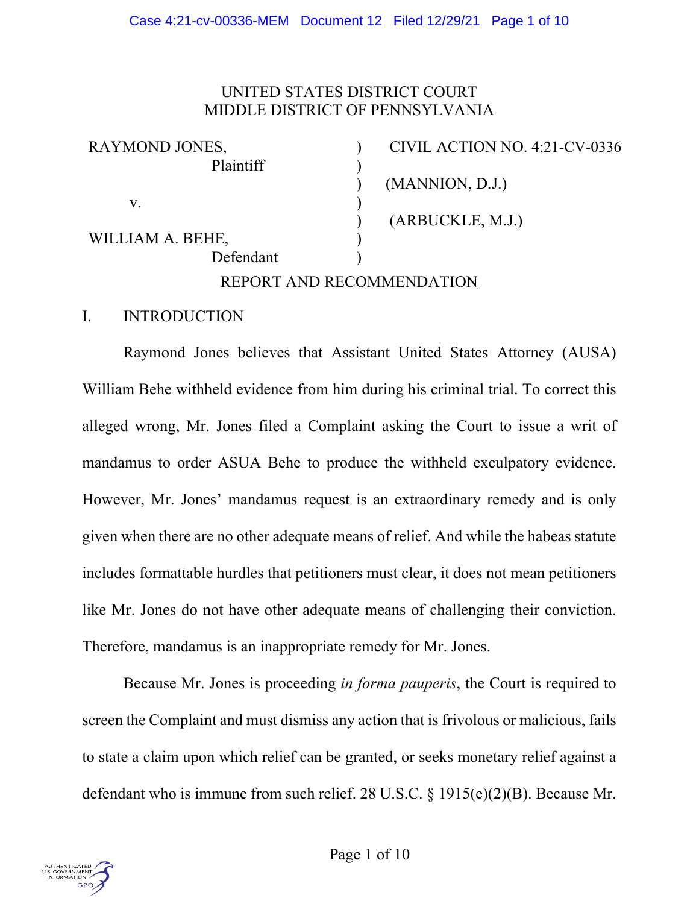UNITED STATES DISTRICT COURT
MIDDLE DISTRICT OF PENNSYLVANIA

| | | |
|---|---|---|
| RAYMOND JONES, Plaintiff | ) | CIVIL ACTION NO. 4:21-CV-0336 |
| | ) | |
| v. | ) | (MANNION, D.J.) |
| | ) | |
| WILLIAM A. BEHE, Defendant | ) | (ARBUCKLE, M.J.) |

REPORT AND RECOMMENDATION

## I. INTRODUCTION

Raymond Jones believes that Assistant United States Attorney (AUSA) William Behe withheld evidence from him during his criminal trial. To correct this alleged wrong, Mr. Jones filed a Complaint asking the Court to issue a writ of mandamus to order ASUA Behe to produce the withheld exculpatory evidence. However, Mr. Jones' mandamus request is an extraordinary remedy and is only given when there are no other adequate means of relief. And while the habeas statute includes formattable hurdles that petitioners must clear, it does not mean petitioners like Mr. Jones do not have other adequate means of challenging their conviction. Therefore, mandamus is an inappropriate remedy for Mr. Jones.

Because Mr. Jones is proceeding *in forma pauperis*, the Court is required to screen the Complaint and must dismiss any action that is frivolous or malicious, fails to state a claim upon which relief can be granted, or seeks monetary relief against a defendant who is immune from such relief. 28 U.S.C. § 1915(e)(2)(B). Because Mr.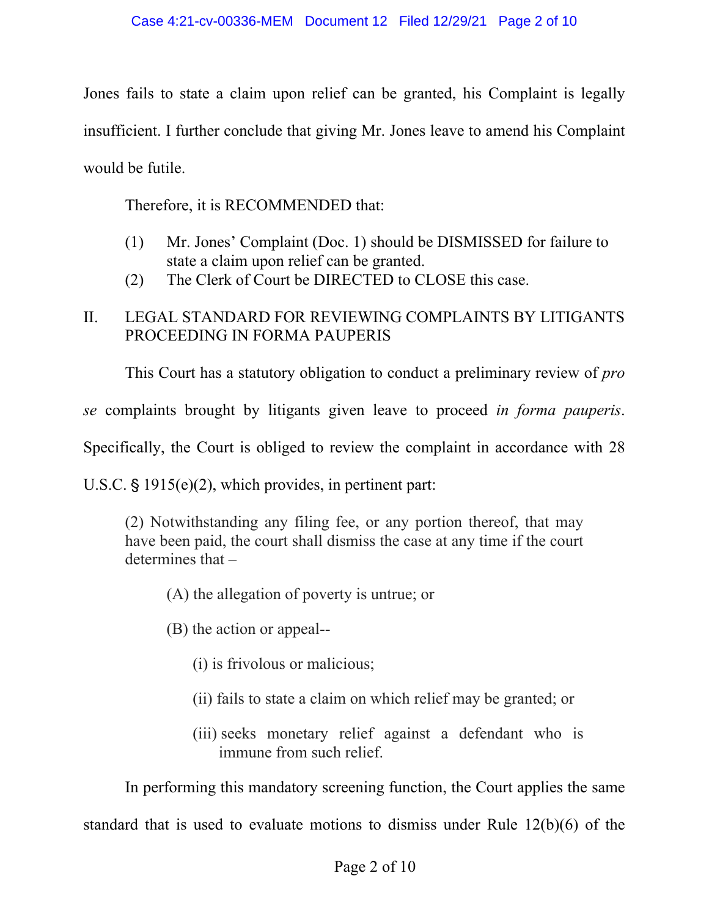Jones fails to state a claim upon relief can be granted, his Complaint is legally insufficient. I further conclude that giving Mr. Jones leave to amend his Complaint would be futile.

Therefore, it is RECOMMENDED that:

(1) Mr. Jones' Complaint (Doc. 1) should be DISMISSED for failure to state a claim upon relief can be granted.

(2) The Clerk of Court be DIRECTED to CLOSE this case.

## II. LEGAL STANDARD FOR REVIEWING COMPLAINTS BY LITIGANTS PROCEEDING IN FORMA PAUPERIS

This Court has a statutory obligation to conduct a preliminary review of *pro se* complaints brought by litigants given leave to proceed *in forma pauperis*. Specifically, the Court is obliged to review the complaint in accordance with 28 U.S.C. § 1915(e)(2), which provides, in pertinent part:

> (2) Notwithstanding any filing fee, or any portion thereof, that may have been paid, the court shall dismiss the case at any time if the court determines that –
>
> (A) the allegation of poverty is untrue; or
>
> (B) the action or appeal--
>
> (i) is frivolous or malicious;
>
> (ii) fails to state a claim on which relief may be granted; or
>
> (iii) seeks monetary relief against a defendant who is immune from such relief.

In performing this mandatory screening function, the Court applies the same standard that is used to evaluate motions to dismiss under Rule 12(b)(6) of the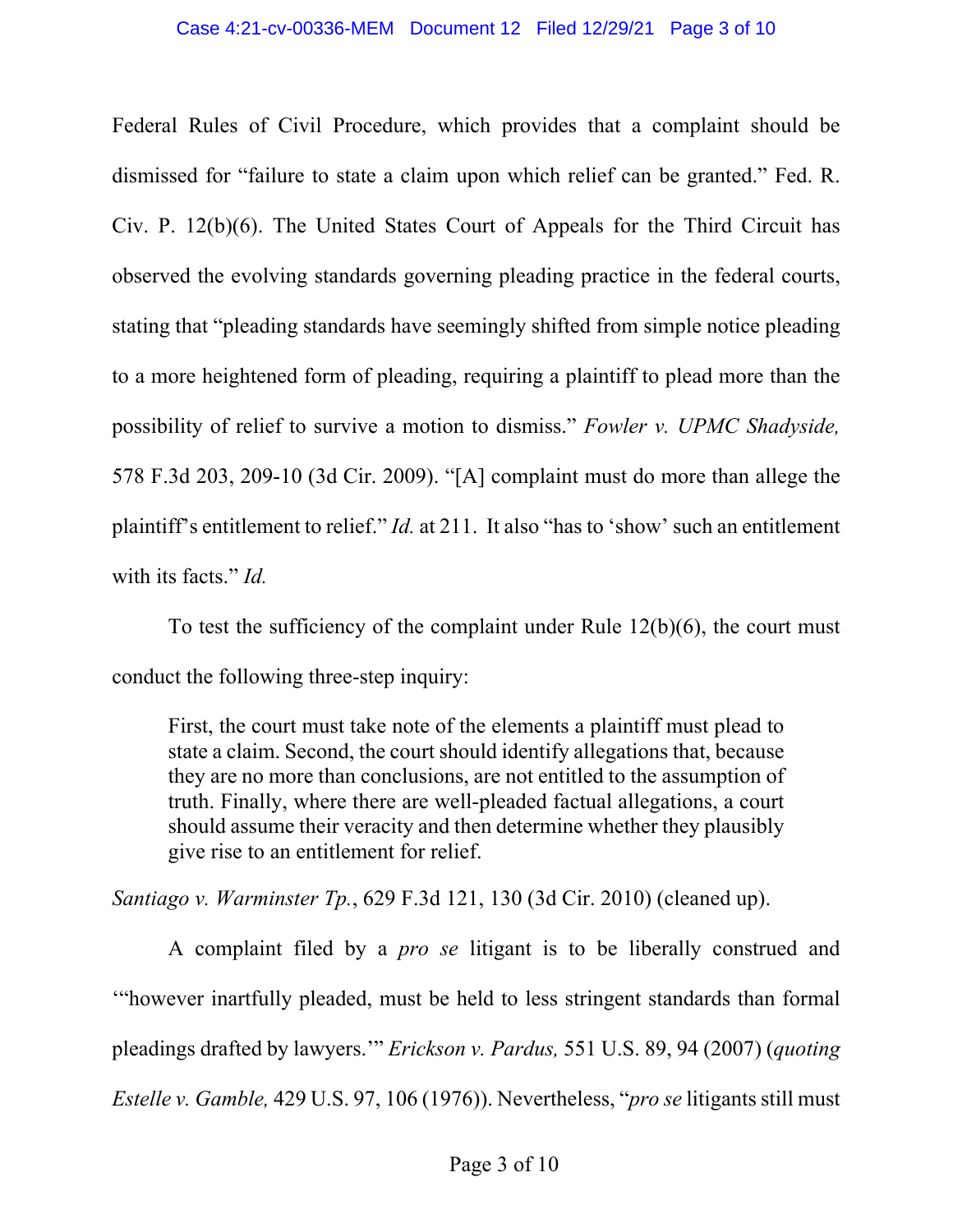Federal Rules of Civil Procedure, which provides that a complaint should be dismissed for "failure to state a claim upon which relief can be granted." Fed. R. Civ. P. 12(b)(6). The United States Court of Appeals for the Third Circuit has observed the evolving standards governing pleading practice in the federal courts, stating that "pleading standards have seemingly shifted from simple notice pleading to a more heightened form of pleading, requiring a plaintiff to plead more than the possibility of relief to survive a motion to dismiss." *Fowler v. UPMC Shadyside,* 578 F.3d 203, 209-10 (3d Cir. 2009). "[A] complaint must do more than allege the plaintiff's entitlement to relief." *Id.* at 211. It also "has to 'show' such an entitlement with its facts." *Id.*

To test the sufficiency of the complaint under Rule 12(b)(6), the court must conduct the following three-step inquiry:

> First, the court must take note of the elements a plaintiff must plead to state a claim. Second, the court should identify allegations that, because they are no more than conclusions, are not entitled to the assumption of truth. Finally, where there are well-pleaded factual allegations, a court should assume their veracity and then determine whether they plausibly give rise to an entitlement for relief.

*Santiago v. Warminster Tp.*, 629 F.3d 121, 130 (3d Cir. 2010) (cleaned up).

A complaint filed by a *pro se* litigant is to be liberally construed and '"however inartfully pleaded, must be held to less stringent standards than formal pleadings drafted by lawyers.'" *Erickson v. Pardus,* 551 U.S. 89, 94 (2007) (*quoting Estelle v. Gamble,* 429 U.S. 97, 106 (1976)). Nevertheless, "*pro se* litigants still must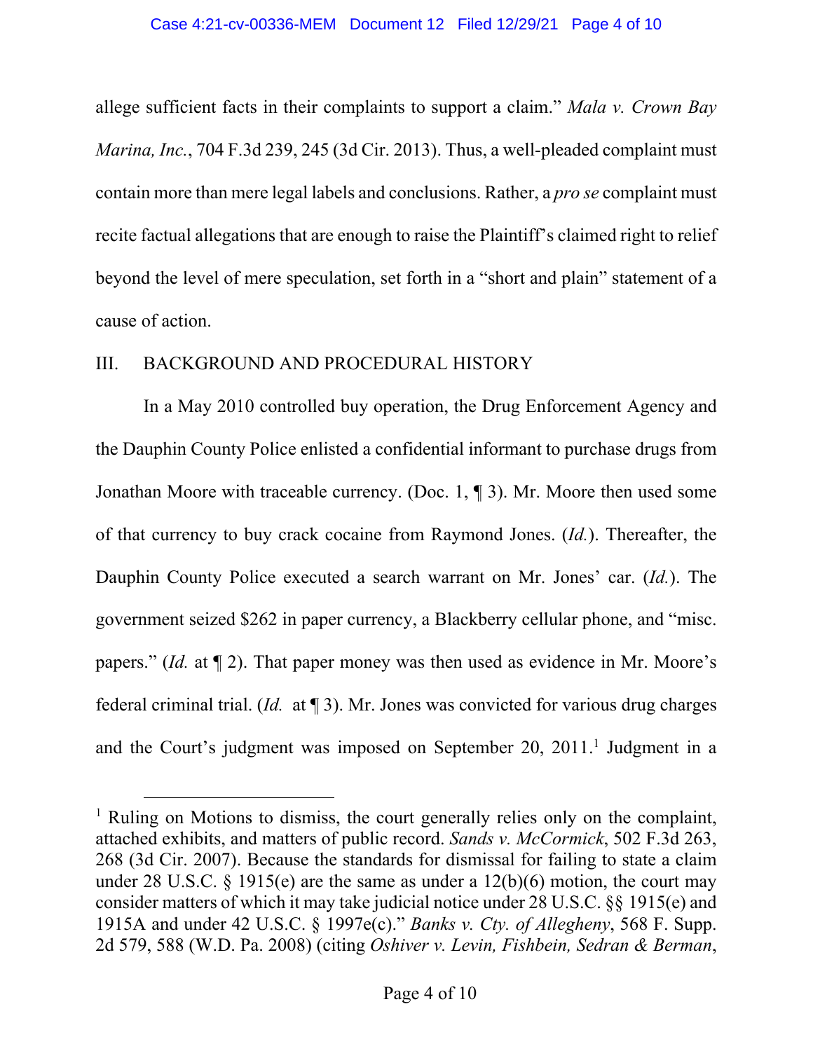allege sufficient facts in their complaints to support a claim." *Mala v. Crown Bay Marina, Inc.*, 704 F.3d 239, 245 (3d Cir. 2013). Thus, a well-pleaded complaint must contain more than mere legal labels and conclusions. Rather, a *pro se* complaint must recite factual allegations that are enough to raise the Plaintiff's claimed right to relief beyond the level of mere speculation, set forth in a "short and plain" statement of a cause of action.

## III. BACKGROUND AND PROCEDURAL HISTORY

In a May 2010 controlled buy operation, the Drug Enforcement Agency and the Dauphin County Police enlisted a confidential informant to purchase drugs from Jonathan Moore with traceable currency. (Doc. 1, ¶ 3). Mr. Moore then used some of that currency to buy crack cocaine from Raymond Jones. (*Id.*). Thereafter, the Dauphin County Police executed a search warrant on Mr. Jones' car. (*Id.*). The government seized $262 in paper currency, a Blackberry cellular phone, and "misc. papers." (*Id.* at ¶ 2). That paper money was then used as evidence in Mr. Moore's federal criminal trial. (*Id.* at ¶ 3). Mr. Jones was convicted for various drug charges and the Court's judgment was imposed on September 20, 2011.[1] Judgment in a

---

[1] Ruling on Motions to dismiss, the court generally relies only on the complaint, attached exhibits, and matters of public record. *Sands v. McCormick*, 502 F.3d 263, 268 (3d Cir. 2007). Because the standards for dismissal for failing to state a claim under 28 U.S.C. § 1915(e) are the same as under a 12(b)(6) motion, the court may consider matters of which it may take judicial notice under 28 U.S.C. §§ 1915(e) and 1915A and under 42 U.S.C. § 1997e(c)." *Banks v. Cty. of Allegheny*, 568 F. Supp. 2d 579, 588 (W.D. Pa. 2008) (citing *Oshiver v. Levin, Fishbein, Sedran & Berman*,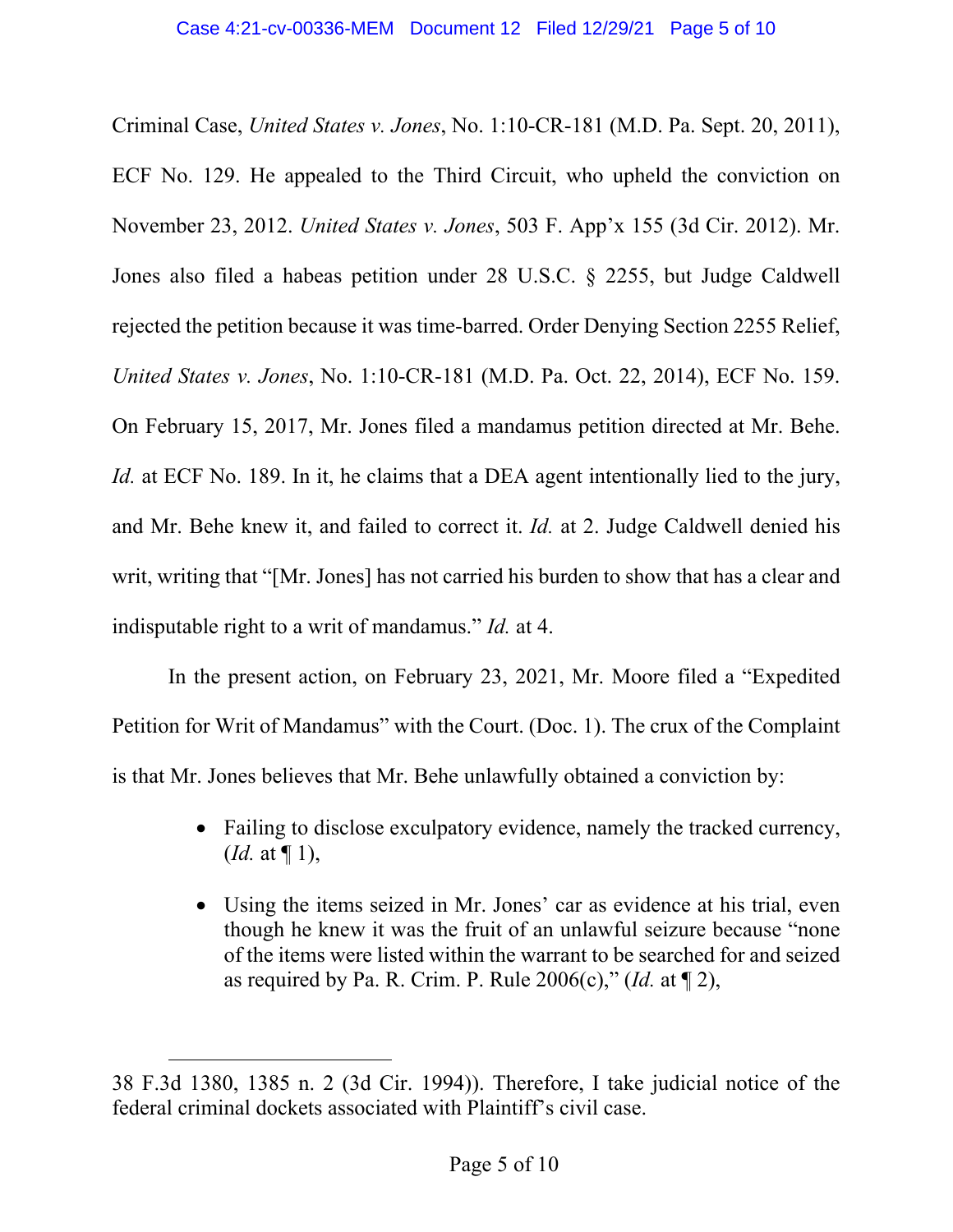Criminal Case, *United States v. Jones*, No. 1:10-CR-181 (M.D. Pa. Sept. 20, 2011), ECF No. 129. He appealed to the Third Circuit, who upheld the conviction on November 23, 2012. *United States v. Jones*, 503 F. App'x 155 (3d Cir. 2012). Mr. Jones also filed a habeas petition under 28 U.S.C. § 2255, but Judge Caldwell rejected the petition because it was time-barred. Order Denying Section 2255 Relief, *United States v. Jones*, No. 1:10-CR-181 (M.D. Pa. Oct. 22, 2014), ECF No. 159. On February 15, 2017, Mr. Jones filed a mandamus petition directed at Mr. Behe. *Id.* at ECF No. 189. In it, he claims that a DEA agent intentionally lied to the jury, and Mr. Behe knew it, and failed to correct it. *Id.* at 2. Judge Caldwell denied his writ, writing that "[Mr. Jones] has not carried his burden to show that has a clear and indisputable right to a writ of mandamus." *Id.* at 4.

In the present action, on February 23, 2021, Mr. Moore filed a "Expedited Petition for Writ of Mandamus" with the Court. (Doc. 1). The crux of the Complaint is that Mr. Jones believes that Mr. Behe unlawfully obtained a conviction by:

- Failing to disclose exculpatory evidence, namely the tracked currency, (*Id.* at ¶ 1),
- Using the items seized in Mr. Jones' car as evidence at his trial, even though he knew it was the fruit of an unlawful seizure because "none of the items were listed within the warrant to be searched for and seized as required by Pa. R. Crim. P. Rule 2006(c)," (*Id.* at ¶ 2),

---

38 F.3d 1380, 1385 n. 2 (3d Cir. 1994)). Therefore, I take judicial notice of the federal criminal dockets associated with Plaintiff's civil case.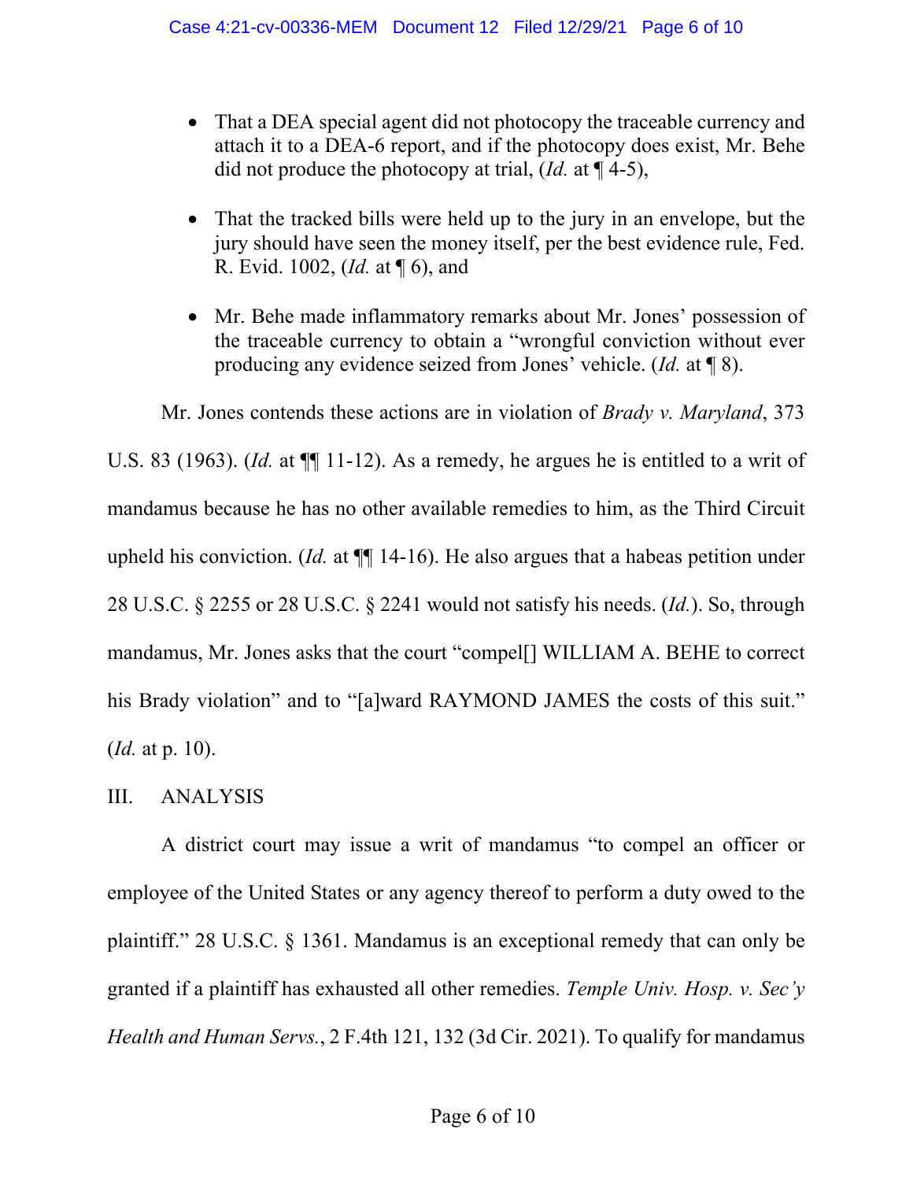- That a DEA special agent did not photocopy the traceable currency and attach it to a DEA-6 report, and if the photocopy does exist, Mr. Behe did not produce the photocopy at trial, (*Id.* at ¶ 4-5),

- That the tracked bills were held up to the jury in an envelope, but the jury should have seen the money itself, per the best evidence rule, Fed. R. Evid. 1002, (*Id.* at ¶ 6), and

- Mr. Behe made inflammatory remarks about Mr. Jones' possession of the traceable currency to obtain a "wrongful conviction without ever producing any evidence seized from Jones' vehicle. (*Id.* at ¶ 8).

Mr. Jones contends these actions are in violation of *Brady v. Maryland*, 373 U.S. 83 (1963). (*Id.* at ¶¶ 11-12). As a remedy, he argues he is entitled to a writ of mandamus because he has no other available remedies to him, as the Third Circuit upheld his conviction. (*Id.* at ¶¶ 14-16). He also argues that a habeas petition under 28 U.S.C. § 2255 or 28 U.S.C. § 2241 would not satisfy his needs. (*Id.*). So, through mandamus, Mr. Jones asks that the court "compel[] WILLIAM A. BEHE to correct his Brady violation" and to "[a]ward RAYMOND JAMES the costs of this suit." (*Id.* at p. 10).

## III. ANALYSIS

A district court may issue a writ of mandamus "to compel an officer or employee of the United States or any agency thereof to perform a duty owed to the plaintiff." 28 U.S.C. § 1361. Mandamus is an exceptional remedy that can only be granted if a plaintiff has exhausted all other remedies. *Temple Univ. Hosp. v. Sec'y Health and Human Servs.*, 2 F.4th 121, 132 (3d Cir. 2021). To qualify for mandamus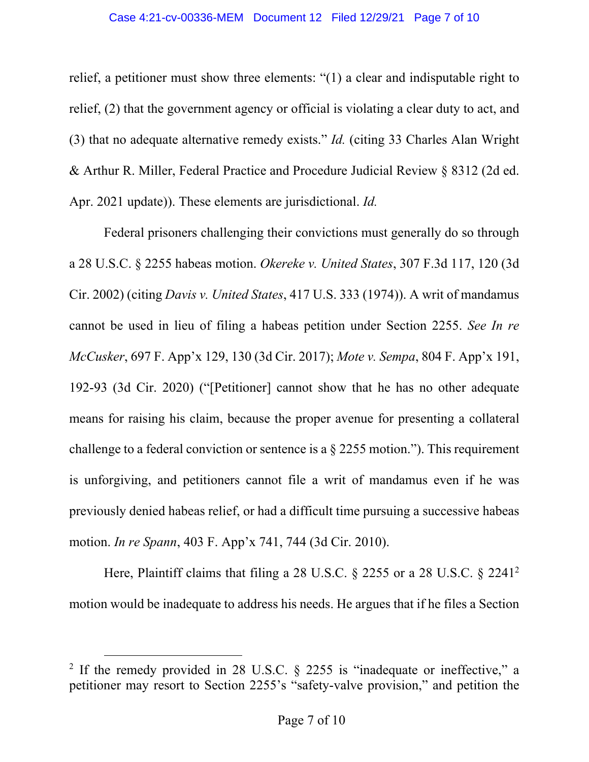relief, a petitioner must show three elements: "(1) a clear and indisputable right to relief, (2) that the government agency or official is violating a clear duty to act, and (3) that no adequate alternative remedy exists." *Id.* (citing 33 Charles Alan Wright & Arthur R. Miller, Federal Practice and Procedure Judicial Review § 8312 (2d ed. Apr. 2021 update)). These elements are jurisdictional. *Id.*

Federal prisoners challenging their convictions must generally do so through a 28 U.S.C. § 2255 habeas motion. *Okereke v. United States*, 307 F.3d 117, 120 (3d Cir. 2002) (citing *Davis v. United States*, 417 U.S. 333 (1974)). A writ of mandamus cannot be used in lieu of filing a habeas petition under Section 2255. *See In re McCusker*, 697 F. App'x 129, 130 (3d Cir. 2017); *Mote v. Sempa*, 804 F. App'x 191, 192-93 (3d Cir. 2020) ("[Petitioner] cannot show that he has no other adequate means for raising his claim, because the proper avenue for presenting a collateral challenge to a federal conviction or sentence is a § 2255 motion."). This requirement is unforgiving, and petitioners cannot file a writ of mandamus even if he was previously denied habeas relief, or had a difficult time pursuing a successive habeas motion. *In re Spann*, 403 F. App'x 741, 744 (3d Cir. 2010).

Here, Plaintiff claims that filing a 28 U.S.C. § 2255 or a 28 U.S.C. § 2241[2] motion would be inadequate to address his needs. He argues that if he files a Section

[2] If the remedy provided in 28 U.S.C. § 2255 is "inadequate or ineffective," a petitioner may resort to Section 2255's "safety-valve provision," and petition the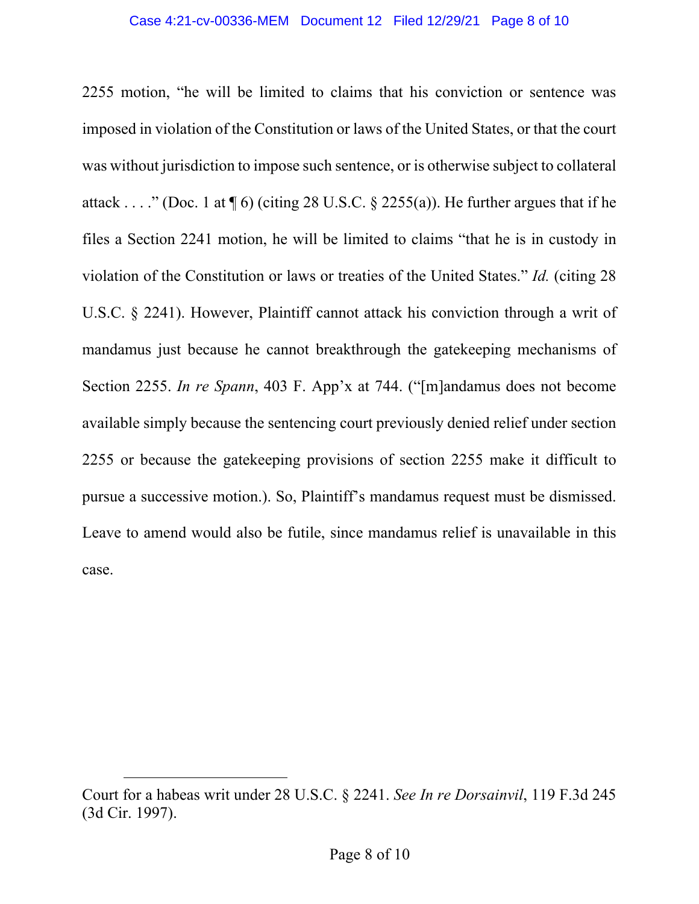2255 motion, "he will be limited to claims that his conviction or sentence was imposed in violation of the Constitution or laws of the United States, or that the court was without jurisdiction to impose such sentence, or is otherwise subject to collateral attack . . . ." (Doc. 1 at ¶ 6) (citing 28 U.S.C. § 2255(a)). He further argues that if he files a Section 2241 motion, he will be limited to claims "that he is in custody in violation of the Constitution or laws or treaties of the United States." *Id.* (citing 28 U.S.C. § 2241). However, Plaintiff cannot attack his conviction through a writ of mandamus just because he cannot breakthrough the gatekeeping mechanisms of Section 2255. *In re Spann*, 403 F. App'x at 744. ("[m]andamus does not become available simply because the sentencing court previously denied relief under section 2255 or because the gatekeeping provisions of section 2255 make it difficult to pursue a successive motion.). So, Plaintiff's mandamus request must be dismissed. Leave to amend would also be futile, since mandamus relief is unavailable in this case.

---

Court for a habeas writ under 28 U.S.C. § 2241. *See In re Dorsainvil*, 119 F.3d 245 (3d Cir. 1997).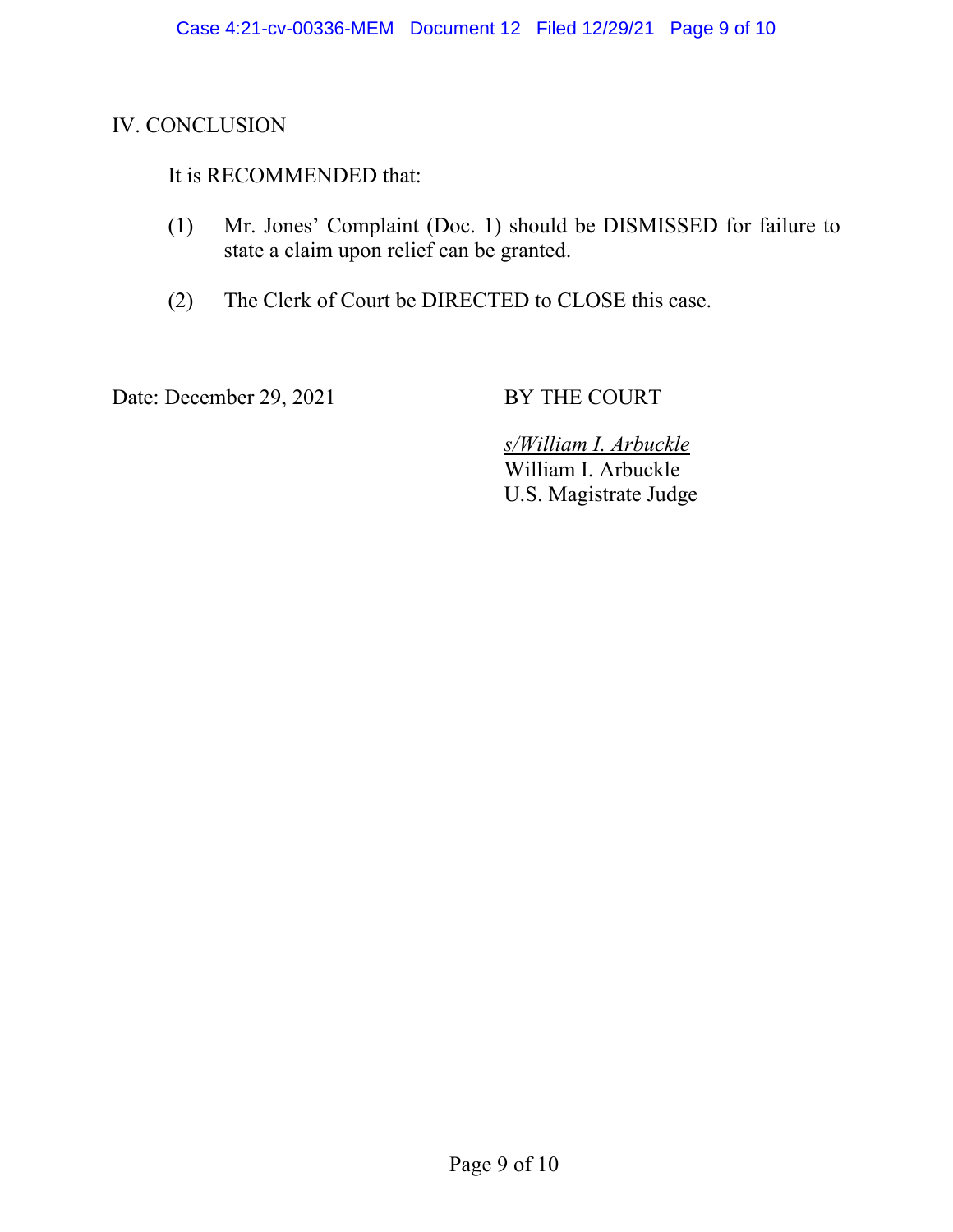## IV. CONCLUSION

It is RECOMMENDED that:

(1) Mr. Jones' Complaint (Doc. 1) should be DISMISSED for failure to state a claim upon relief can be granted.

(2) The Clerk of Court be DIRECTED to CLOSE this case.

Date: December 29, 2021

BY THE COURT

*s/William I. Arbuckle*
William I. Arbuckle
U.S. Magistrate Judge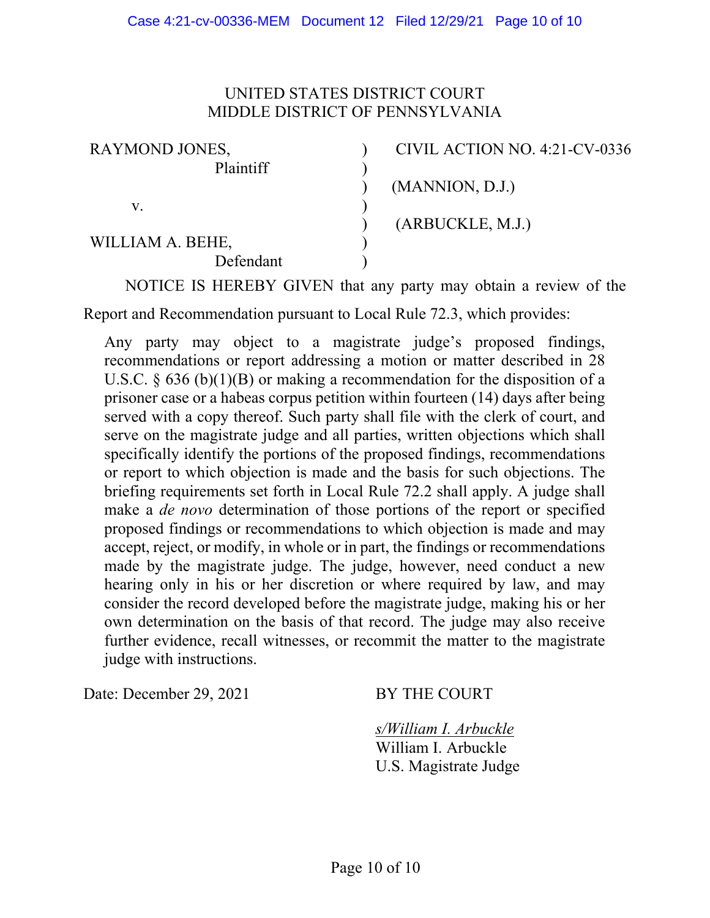UNITED STATES DISTRICT COURT
MIDDLE DISTRICT OF PENNSYLVANIA

| | | |
|---|---|---|
| RAYMOND JONES, Plaintiff | ) | CIVIL ACTION NO. 4:21-CV-0336 |
| | ) | (MANNION, D.J.) |
| v. | ) | |
| | ) | (ARBUCKLE, M.J.) |
| WILLIAM A. BEHE, Defendant | ) | |

NOTICE IS HEREBY GIVEN that any party may obtain a review of the Report and Recommendation pursuant to Local Rule 72.3, which provides:

> Any party may object to a magistrate judge's proposed findings, recommendations or report addressing a motion or matter described in 28 U.S.C. § 636 (b)(1)(B) or making a recommendation for the disposition of a prisoner case or a habeas corpus petition within fourteen (14) days after being served with a copy thereof. Such party shall file with the clerk of court, and serve on the magistrate judge and all parties, written objections which shall specifically identify the portions of the proposed findings, recommendations or report to which objection is made and the basis for such objections. The briefing requirements set forth in Local Rule 72.2 shall apply. A judge shall make a *de novo* determination of those portions of the report or specified proposed findings or recommendations to which objection is made and may accept, reject, or modify, in whole or in part, the findings or recommendations made by the magistrate judge. The judge, however, need conduct a new hearing only in his or her discretion or where required by law, and may consider the record developed before the magistrate judge, making his or her own determination on the basis of that record. The judge may also receive further evidence, recall witnesses, or recommit the matter to the magistrate judge with instructions.

Date: December 29, 2021

BY THE COURT

*s/William I. Arbuckle*
William I. Arbuckle
U.S. Magistrate Judge